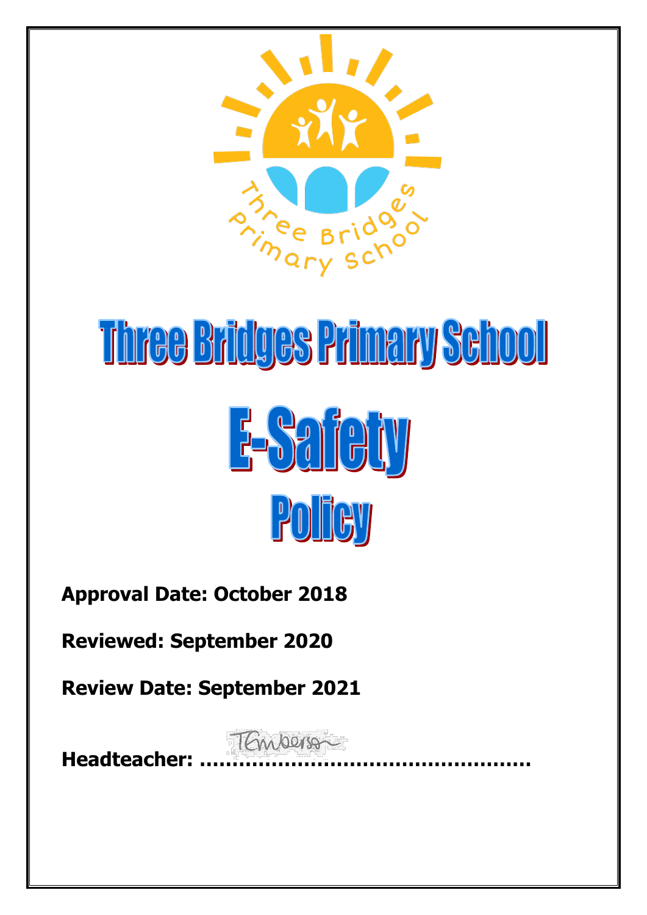# Three Bridges Primary School

# E-Safety Policy

**Approval Date: October 2018**

**Reviewed: September 2020**

**Review Date: September 2021**

**Headteacher: ……………………………………………**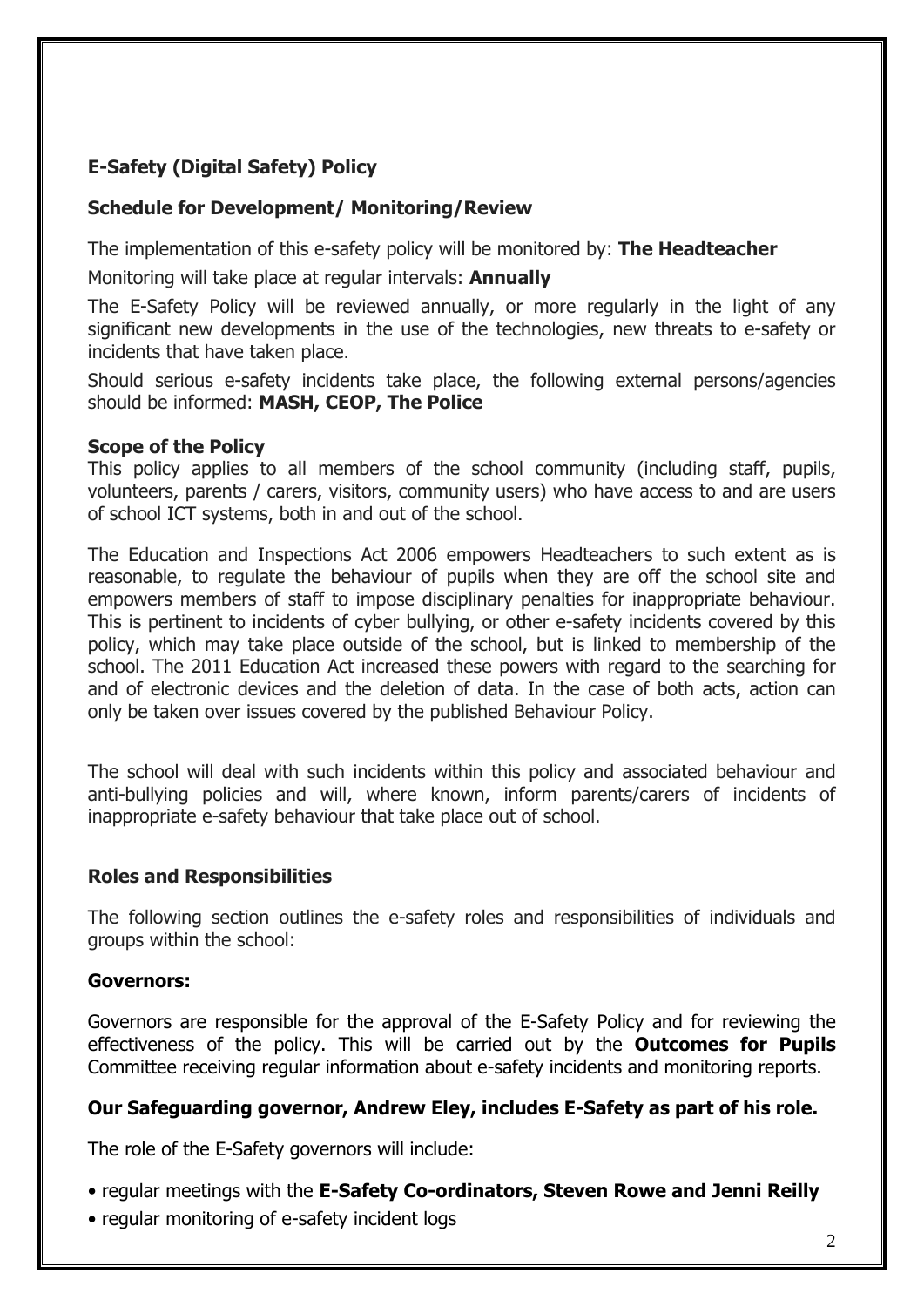## E-Safety (Digital Safety) Policy

### Schedule for Development/ Monitoring/Review

The implementation of this e-safety policy will be monitored by: **The Headteacher**

Monitoring will take place at regular intervals: **Annually**

The E-Safety Policy will be reviewed annually, or more regularly in the light of any significant new developments in the use of the technologies, new threats to e-safety or incidents that have taken place.

Should serious e-safety incidents take place, the following external persons/agencies should be informed: **MASH, CEOP, The Police**

### Scope of the Policy

This policy applies to all members of the school community (including staff, pupils, volunteers, parents / carers, visitors, community users) who have access to and are users of school ICT systems, both in and out of the school.

The Education and Inspections Act 2006 empowers Headteachers to such extent as is reasonable, to regulate the behaviour of pupils when they are off the school site and empowers members of staff to impose disciplinary penalties for inappropriate behaviour. This is pertinent to incidents of cyber bullying, or other e-safety incidents covered by this policy, which may take place outside of the school, but is linked to membership of the school. The 2011 Education Act increased these powers with regard to the searching for and of electronic devices and the deletion of data. In the case of both acts, action can only be taken over issues covered by the published Behaviour Policy.

The school will deal with such incidents within this policy and associated behaviour and anti-bullying policies and will, where known, inform parents/carers of incidents of inappropriate e-safety behaviour that take place out of school.

### Roles and Responsibilities

The following section outlines the e-safety roles and responsibilities of individuals and groups within the school:

#### Governors:

Governors are responsible for the approval of the E-Safety Policy and for reviewing the effectiveness of the policy. This will be carried out by the **Outcomes for Pupils** Committee receiving regular information about e-safety incidents and monitoring reports.

**Our Safeguarding governor, Andrew Eley, includes E-Safety as part of his role.**

The role of the E-Safety governors will include:

- regular meetings with the **E-Safety Co-ordinators, Steven Rowe and Jenni Reilly**
- regular monitoring of e-safety incident logs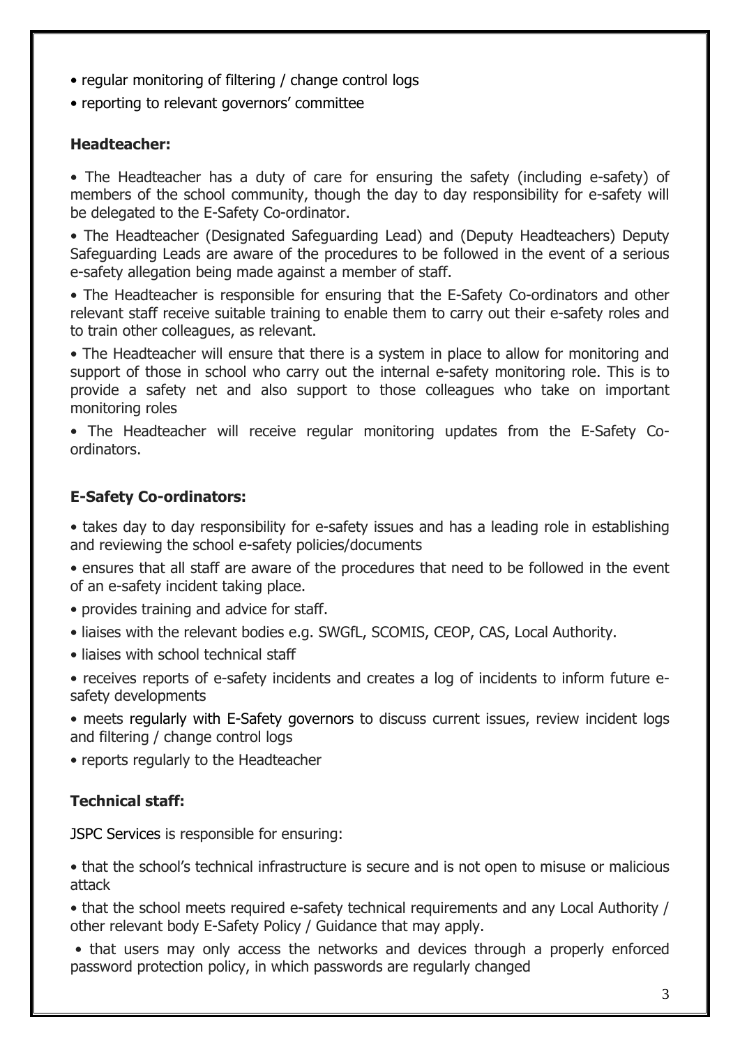- regular monitoring of filtering / change control logs
- reporting to relevant governors' committee

### Headteacher:

- The Headteacher has a duty of care for ensuring the safety (including e-safety) of members of the school community, though the day to day responsibility for e-safety will be delegated to the E-Safety Co-ordinator.
- The Headteacher (Designated Safeguarding Lead) and (Deputy Headteachers) Deputy Safeguarding Leads are aware of the procedures to be followed in the event of a serious e-safety allegation being made against a member of staff.
- The Headteacher is responsible for ensuring that the E-Safety Co-ordinators and other relevant staff receive suitable training to enable them to carry out their e-safety roles and to train other colleagues, as relevant.
- The Headteacher will ensure that there is a system in place to allow for monitoring and support of those in school who carry out the internal e-safety monitoring role. This is to provide a safety net and also support to those colleagues who take on important monitoring roles
- The Headteacher will receive regular monitoring updates from the E-Safety Co-ordinators.

### E-Safety Co-ordinators:

- takes day to day responsibility for e-safety issues and has a leading role in establishing and reviewing the school e-safety policies/documents
- ensures that all staff are aware of the procedures that need to be followed in the event of an e-safety incident taking place.
- provides training and advice for staff.
- liaises with the relevant bodies e.g. SWGfL, SCOMIS, CEOP, CAS, Local Authority.
- liaises with school technical staff
- receives reports of e-safety incidents and creates a log of incidents to inform future e-safety developments
- meets regularly with E-Safety governors to discuss current issues, review incident logs and filtering / change control logs
- reports regularly to the Headteacher

### Technical staff:

JSPC Services is responsible for ensuring:

- that the school's technical infrastructure is secure and is not open to misuse or malicious attack
- that the school meets required e-safety technical requirements and any Local Authority / other relevant body E-Safety Policy / Guidance that may apply.
- that users may only access the networks and devices through a properly enforced password protection policy, in which passwords are regularly changed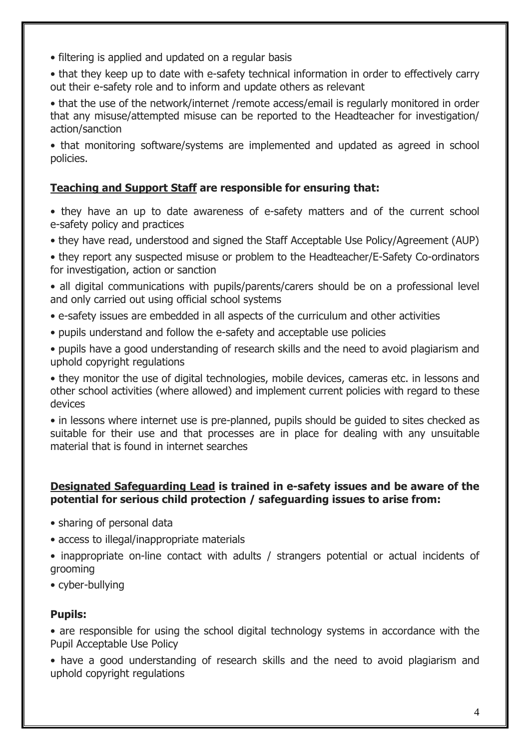- filtering is applied and updated on a regular basis
- that they keep up to date with e-safety technical information in order to effectively carry out their e-safety role and to inform and update others as relevant
- that the use of the network/internet /remote access/email is regularly monitored in order that any misuse/attempted misuse can be reported to the Headteacher for investigation/ action/sanction
- that monitoring software/systems are implemented and updated as agreed in school policies.

**<u>Teaching and Support Staff</u> are responsible for ensuring that:**

- they have an up to date awareness of e-safety matters and of the current school e-safety policy and practices
- they have read, understood and signed the Staff Acceptable Use Policy/Agreement (AUP)
- they report any suspected misuse or problem to the Headteacher/E-Safety Co-ordinators for investigation, action or sanction
- all digital communications with pupils/parents/carers should be on a professional level and only carried out using official school systems
- e-safety issues are embedded in all aspects of the curriculum and other activities
- pupils understand and follow the e-safety and acceptable use policies
- pupils have a good understanding of research skills and the need to avoid plagiarism and uphold copyright regulations
- they monitor the use of digital technologies, mobile devices, cameras etc. in lessons and other school activities (where allowed) and implement current policies with regard to these devices
- in lessons where internet use is pre-planned, pupils should be guided to sites checked as suitable for their use and that processes are in place for dealing with any unsuitable material that is found in internet searches

**<u>Designated Safeguarding Lead</u> is trained in e-safety issues and be aware of the potential for serious child protection / safeguarding issues to arise from:**

- sharing of personal data
- access to illegal/inappropriate materials
- inappropriate on-line contact with adults / strangers potential or actual incidents of grooming
- cyber-bullying

**Pupils:**

- are responsible for using the school digital technology systems in accordance with the Pupil Acceptable Use Policy
- have a good understanding of research skills and the need to avoid plagiarism and uphold copyright regulations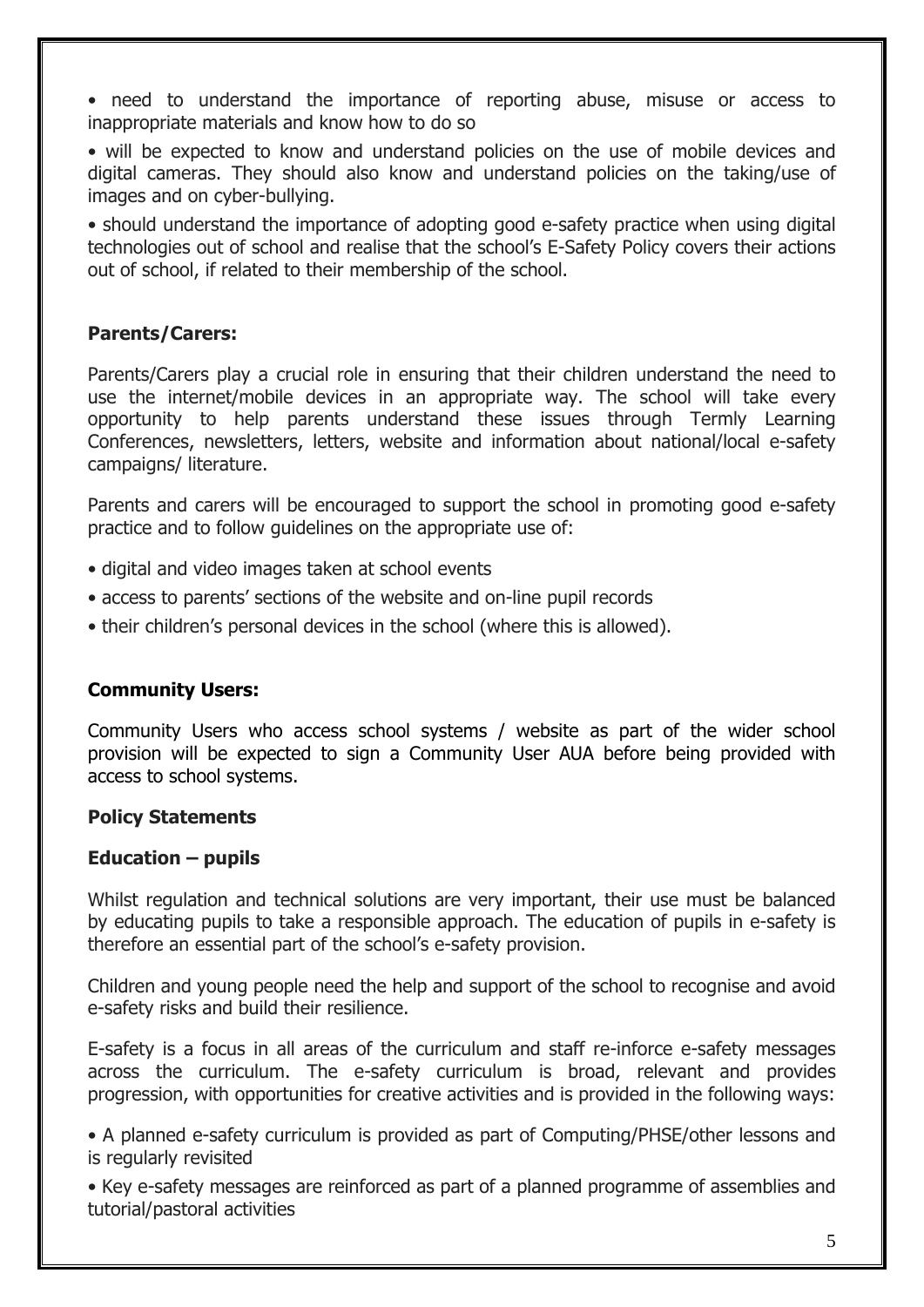- need to understand the importance of reporting abuse, misuse or access to inappropriate materials and know how to do so
- will be expected to know and understand policies on the use of mobile devices and digital cameras. They should also know and understand policies on the taking/use of images and on cyber-bullying.
- should understand the importance of adopting good e-safety practice when using digital technologies out of school and realise that the school's E-Safety Policy covers their actions out of school, if related to their membership of the school.

**Parents/Carers:**

Parents/Carers play a crucial role in ensuring that their children understand the need to use the internet/mobile devices in an appropriate way. The school will take every opportunity to help parents understand these issues through Termly Learning Conferences, newsletters, letters, website and information about national/local e-safety campaigns/ literature.

Parents and carers will be encouraged to support the school in promoting good e-safety practice and to follow guidelines on the appropriate use of:

- digital and video images taken at school events
- access to parents' sections of the website and on-line pupil records
- their children's personal devices in the school (where this is allowed).

**Community Users:**

Community Users who access school systems / website as part of the wider school provision will be expected to sign a Community User AUA before being provided with access to school systems.

**Policy Statements**

**Education – pupils**

Whilst regulation and technical solutions are very important, their use must be balanced by educating pupils to take a responsible approach. The education of pupils in e-safety is therefore an essential part of the school's e-safety provision.

Children and young people need the help and support of the school to recognise and avoid e-safety risks and build their resilience.

E-safety is a focus in all areas of the curriculum and staff re-inforce e-safety messages across the curriculum. The e-safety curriculum is broad, relevant and provides progression, with opportunities for creative activities and is provided in the following ways:

- A planned e-safety curriculum is provided as part of Computing/PHSE/other lessons and is regularly revisited
- Key e-safety messages are reinforced as part of a planned programme of assemblies and tutorial/pastoral activities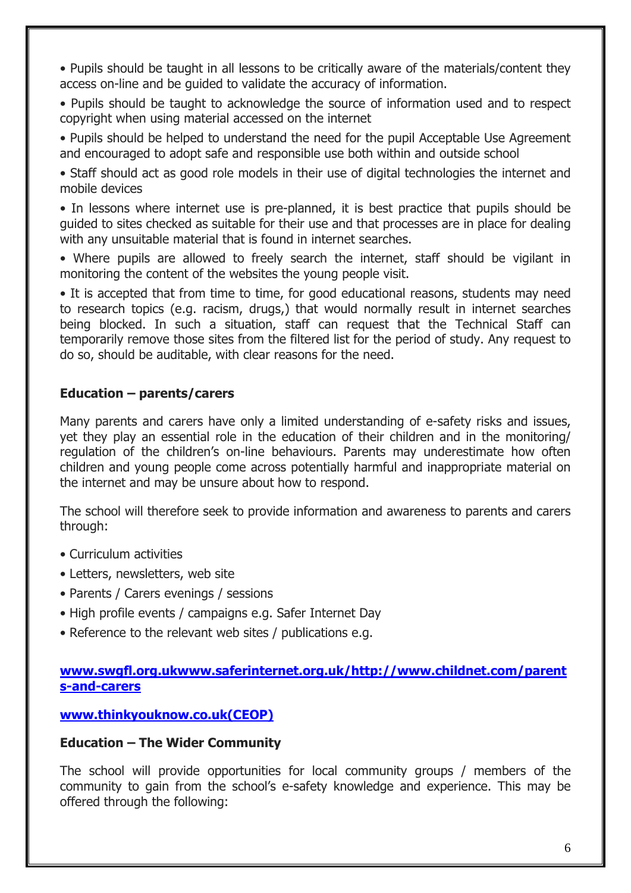- Pupils should be taught in all lessons to be critically aware of the materials/content they access on-line and be guided to validate the accuracy of information.
- Pupils should be taught to acknowledge the source of information used and to respect copyright when using material accessed on the internet
- Pupils should be helped to understand the need for the pupil Acceptable Use Agreement and encouraged to adopt safe and responsible use both within and outside school
- Staff should act as good role models in their use of digital technologies the internet and mobile devices
- In lessons where internet use is pre-planned, it is best practice that pupils should be guided to sites checked as suitable for their use and that processes are in place for dealing with any unsuitable material that is found in internet searches.
- Where pupils are allowed to freely search the internet, staff should be vigilant in monitoring the content of the websites the young people visit.
- It is accepted that from time to time, for good educational reasons, students may need to research topics (e.g. racism, drugs,) that would normally result in internet searches being blocked. In such a situation, staff can request that the Technical Staff can temporarily remove those sites from the filtered list for the period of study. Any request to do so, should be auditable, with clear reasons for the need.

**Education – parents/carers**

Many parents and carers have only a limited understanding of e-safety risks and issues, yet they play an essential role in the education of their children and in the monitoring/ regulation of the children's on-line behaviours. Parents may underestimate how often children and young people come across potentially harmful and inappropriate material on the internet and may be unsure about how to respond.

The school will therefore seek to provide information and awareness to parents and carers through:

- Curriculum activities
- Letters, newsletters, web site
- Parents / Carers evenings / sessions
- High profile events / campaigns e.g. Safer Internet Day
- Reference to the relevant web sites / publications e.g.

**www.swgfl.org.ukwww.saferinternet.org.uk/http://www.childnet.com/parents-and-carers**

**www.thinkyouknow.co.uk(CEOP)**

**Education – The Wider Community**

The school will provide opportunities for local community groups / members of the community to gain from the school's e-safety knowledge and experience. This may be offered through the following: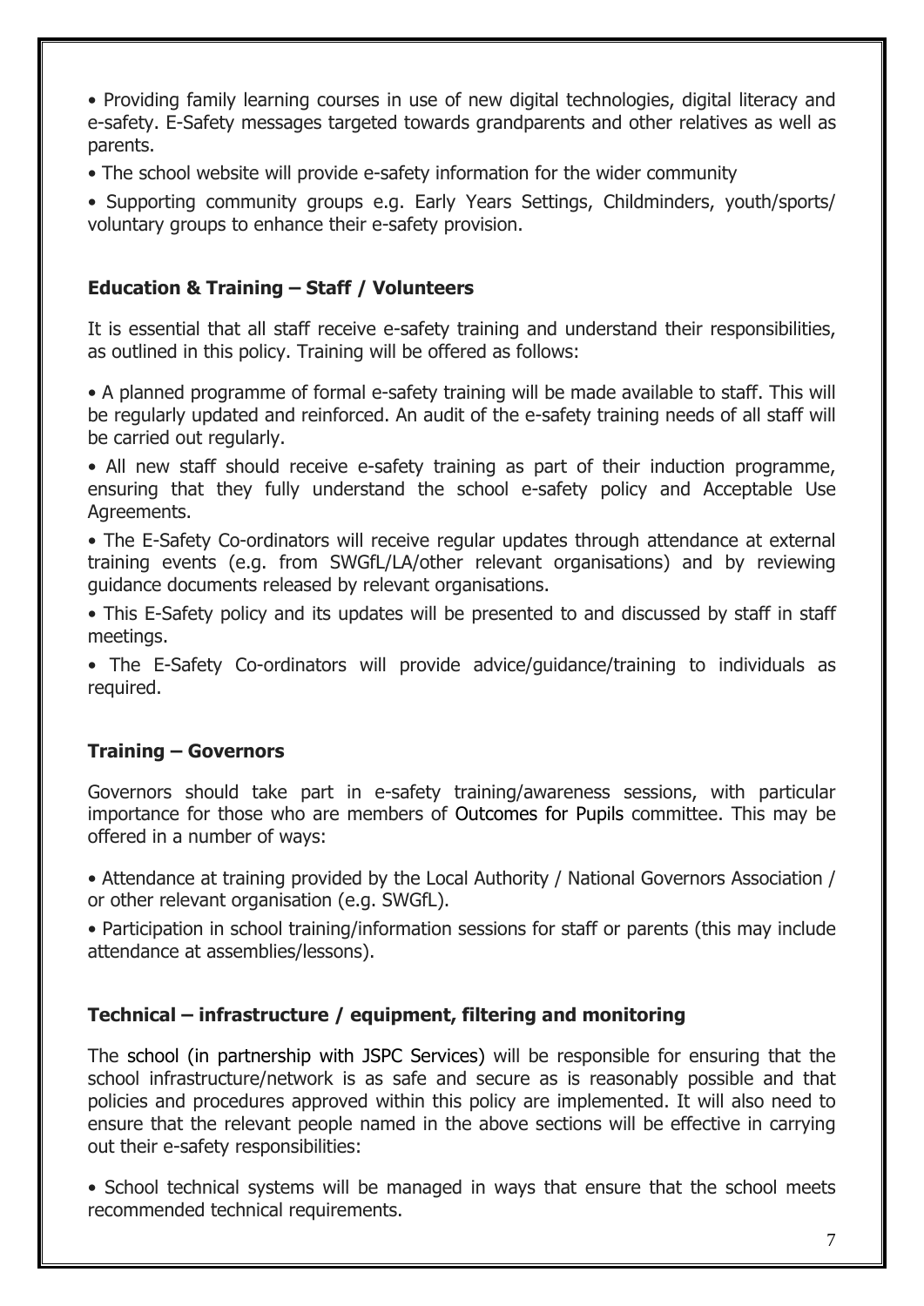- Providing family learning courses in use of new digital technologies, digital literacy and e-safety. E-Safety messages targeted towards grandparents and other relatives as well as parents.
- The school website will provide e-safety information for the wider community
- Supporting community groups e.g. Early Years Settings, Childminders, youth/sports/ voluntary groups to enhance their e-safety provision.

### Education & Training – Staff / Volunteers

It is essential that all staff receive e-safety training and understand their responsibilities, as outlined in this policy. Training will be offered as follows:

- A planned programme of formal e-safety training will be made available to staff. This will be regularly updated and reinforced. An audit of the e-safety training needs of all staff will be carried out regularly.
- All new staff should receive e-safety training as part of their induction programme, ensuring that they fully understand the school e-safety policy and Acceptable Use Agreements.
- The E-Safety Co-ordinators will receive regular updates through attendance at external training events (e.g. from SWGfL/LA/other relevant organisations) and by reviewing guidance documents released by relevant organisations.
- This E-Safety policy and its updates will be presented to and discussed by staff in staff meetings.
- The E-Safety Co-ordinators will provide advice/guidance/training to individuals as required.

### Training – Governors

Governors should take part in e-safety training/awareness sessions, with particular importance for those who are members of Outcomes for Pupils committee. This may be offered in a number of ways:

- Attendance at training provided by the Local Authority / National Governors Association / or other relevant organisation (e.g. SWGfL).
- Participation in school training/information sessions for staff or parents (this may include attendance at assemblies/lessons).

### Technical – infrastructure / equipment, filtering and monitoring

The school (in partnership with JSPC Services) will be responsible for ensuring that the school infrastructure/network is as safe and secure as is reasonably possible and that policies and procedures approved within this policy are implemented. It will also need to ensure that the relevant people named in the above sections will be effective in carrying out their e-safety responsibilities:

- School technical systems will be managed in ways that ensure that the school meets recommended technical requirements.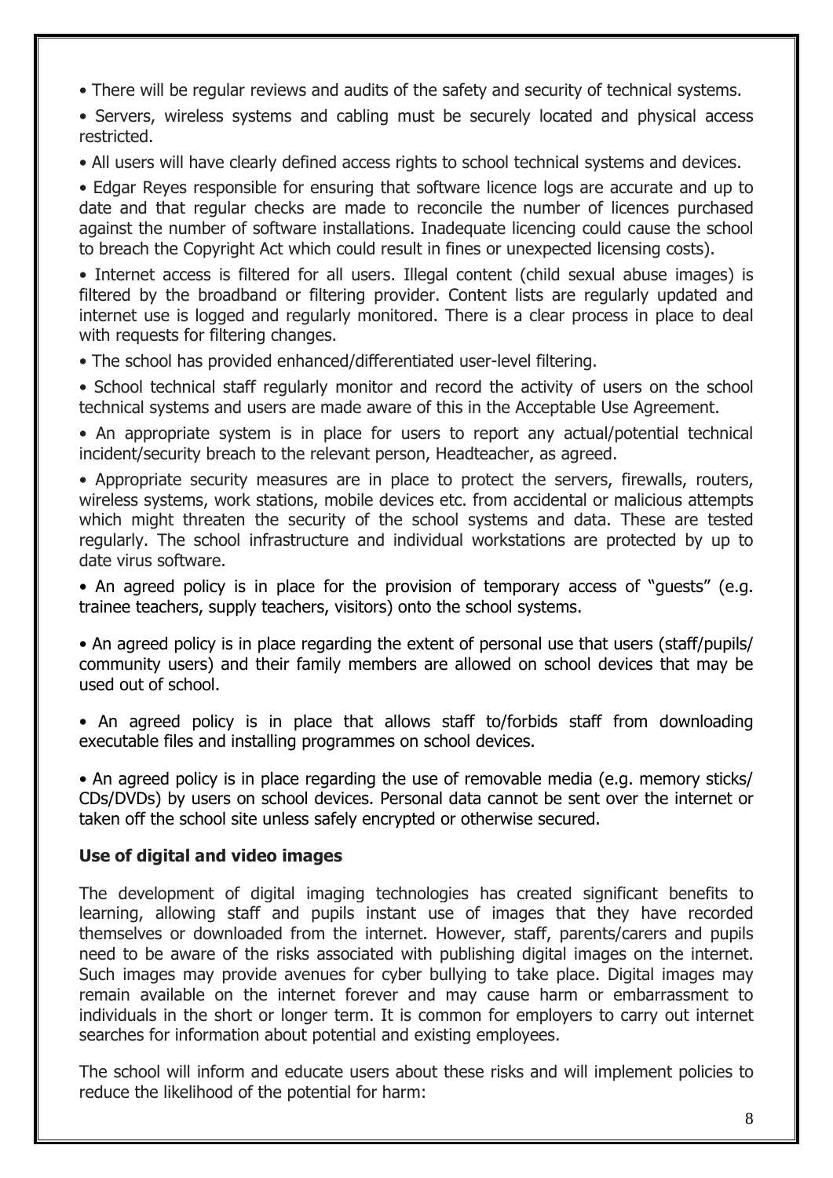- There will be regular reviews and audits of the safety and security of technical systems.
- Servers, wireless systems and cabling must be securely located and physical access restricted.
- All users will have clearly defined access rights to school technical systems and devices.
- Edgar Reyes responsible for ensuring that software licence logs are accurate and up to date and that regular checks are made to reconcile the number of licences purchased against the number of software installations. Inadequate licencing could cause the school to breach the Copyright Act which could result in fines or unexpected licensing costs).
- Internet access is filtered for all users. Illegal content (child sexual abuse images) is filtered by the broadband or filtering provider. Content lists are regularly updated and internet use is logged and regularly monitored. There is a clear process in place to deal with requests for filtering changes.
- The school has provided enhanced/differentiated user-level filtering.
- School technical staff regularly monitor and record the activity of users on the school technical systems and users are made aware of this in the Acceptable Use Agreement.
- An appropriate system is in place for users to report any actual/potential technical incident/security breach to the relevant person, Headteacher, as agreed.
- Appropriate security measures are in place to protect the servers, firewalls, routers, wireless systems, work stations, mobile devices etc. from accidental or malicious attempts which might threaten the security of the school systems and data. These are tested regularly. The school infrastructure and individual workstations are protected by up to date virus software.
- An agreed policy is in place for the provision of temporary access of "guests" (e.g. trainee teachers, supply teachers, visitors) onto the school systems.
- An agreed policy is in place regarding the extent of personal use that users (staff/pupils/ community users) and their family members are allowed on school devices that may be used out of school.
- An agreed policy is in place that allows staff to/forbids staff from downloading executable files and installing programmes on school devices.
- An agreed policy is in place regarding the use of removable media (e.g. memory sticks/ CDs/DVDs) by users on school devices. Personal data cannot be sent over the internet or taken off the school site unless safely encrypted or otherwise secured.

**Use of digital and video images**

The development of digital imaging technologies has created significant benefits to learning, allowing staff and pupils instant use of images that they have recorded themselves or downloaded from the internet. However, staff, parents/carers and pupils need to be aware of the risks associated with publishing digital images on the internet. Such images may provide avenues for cyber bullying to take place. Digital images may remain available on the internet forever and may cause harm or embarrassment to individuals in the short or longer term. It is common for employers to carry out internet searches for information about potential and existing employees.

The school will inform and educate users about these risks and will implement policies to reduce the likelihood of the potential for harm: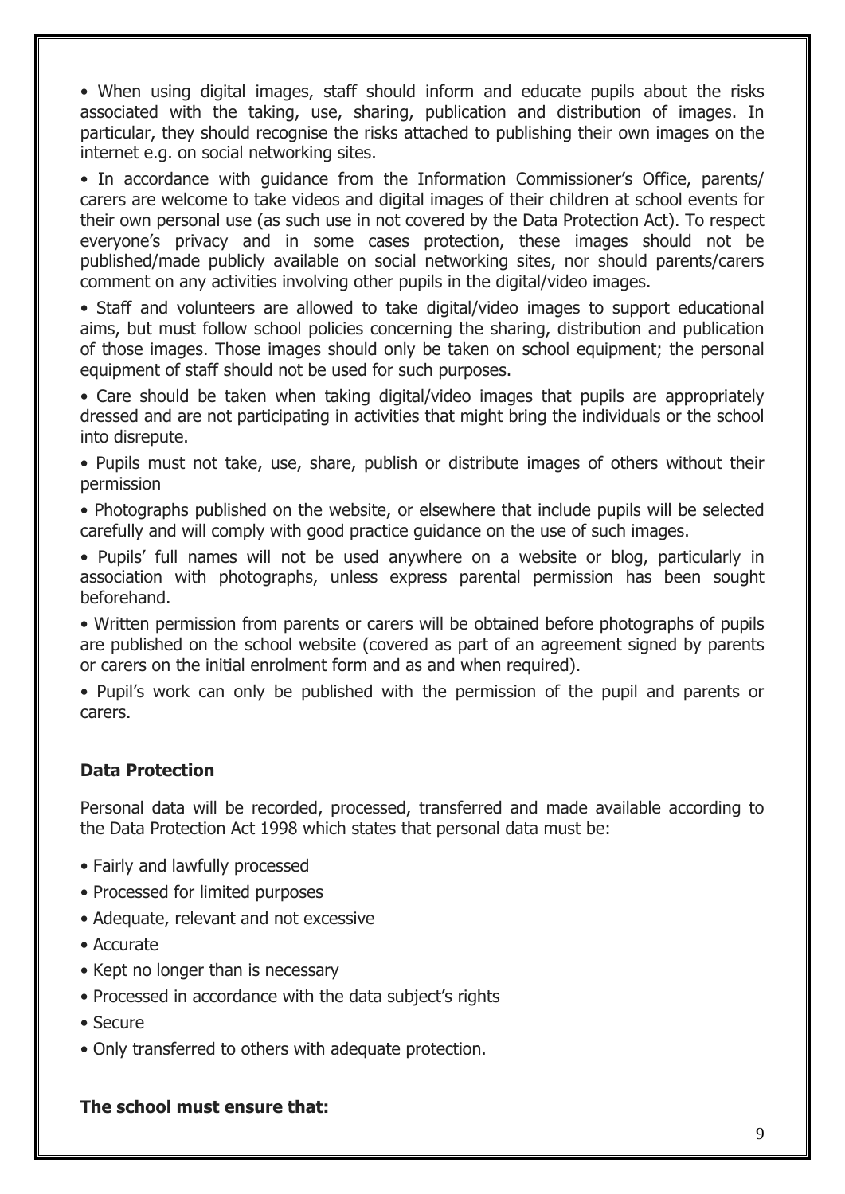- When using digital images, staff should inform and educate pupils about the risks associated with the taking, use, sharing, publication and distribution of images. In particular, they should recognise the risks attached to publishing their own images on the internet e.g. on social networking sites.
- In accordance with guidance from the Information Commissioner's Office, parents/ carers are welcome to take videos and digital images of their children at school events for their own personal use (as such use in not covered by the Data Protection Act). To respect everyone's privacy and in some cases protection, these images should not be published/made publicly available on social networking sites, nor should parents/carers comment on any activities involving other pupils in the digital/video images.
- Staff and volunteers are allowed to take digital/video images to support educational aims, but must follow school policies concerning the sharing, distribution and publication of those images. Those images should only be taken on school equipment; the personal equipment of staff should not be used for such purposes.
- Care should be taken when taking digital/video images that pupils are appropriately dressed and are not participating in activities that might bring the individuals or the school into disrepute.
- Pupils must not take, use, share, publish or distribute images of others without their permission
- Photographs published on the website, or elsewhere that include pupils will be selected carefully and will comply with good practice guidance on the use of such images.
- Pupils' full names will not be used anywhere on a website or blog, particularly in association with photographs, unless express parental permission has been sought beforehand.
- Written permission from parents or carers will be obtained before photographs of pupils are published on the school website (covered as part of an agreement signed by parents or carers on the initial enrolment form and as and when required).
- Pupil's work can only be published with the permission of the pupil and parents or carers.

**Data Protection**

Personal data will be recorded, processed, transferred and made available according to the Data Protection Act 1998 which states that personal data must be:

- Fairly and lawfully processed
- Processed for limited purposes
- Adequate, relevant and not excessive
- Accurate
- Kept no longer than is necessary
- Processed in accordance with the data subject's rights
- Secure
- Only transferred to others with adequate protection.

**The school must ensure that:**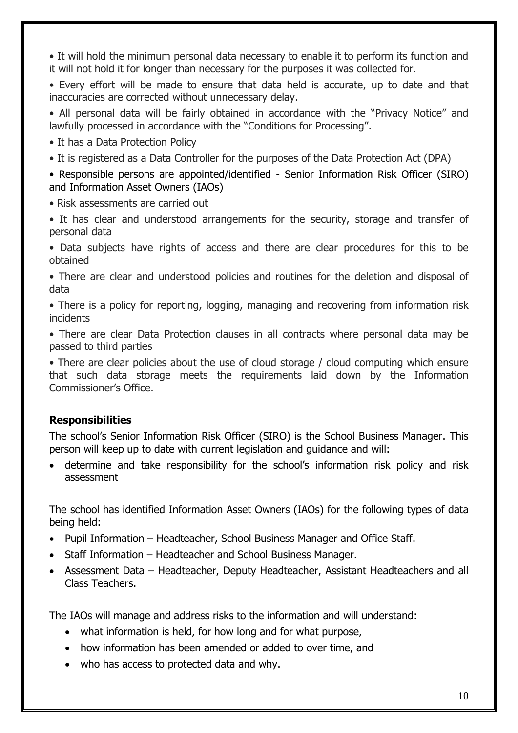- It will hold the minimum personal data necessary to enable it to perform its function and it will not hold it for longer than necessary for the purposes it was collected for.
- Every effort will be made to ensure that data held is accurate, up to date and that inaccuracies are corrected without unnecessary delay.
- All personal data will be fairly obtained in accordance with the "Privacy Notice" and lawfully processed in accordance with the "Conditions for Processing".
- It has a Data Protection Policy
- It is registered as a Data Controller for the purposes of the Data Protection Act (DPA)
- Responsible persons are appointed/identified - Senior Information Risk Officer (SIRO) and Information Asset Owners (IAOs)
- Risk assessments are carried out
- It has clear and understood arrangements for the security, storage and transfer of personal data
- Data subjects have rights of access and there are clear procedures for this to be obtained
- There are clear and understood policies and routines for the deletion and disposal of data
- There is a policy for reporting, logging, managing and recovering from information risk incidents
- There are clear Data Protection clauses in all contracts where personal data may be passed to third parties
- There are clear policies about the use of cloud storage / cloud computing which ensure that such data storage meets the requirements laid down by the Information Commissioner's Office.

**Responsibilities**

The school's Senior Information Risk Officer (SIRO) is the School Business Manager. This person will keep up to date with current legislation and guidance and will:

- determine and take responsibility for the school's information risk policy and risk assessment

The school has identified Information Asset Owners (IAOs) for the following types of data being held:

- Pupil Information – Headteacher, School Business Manager and Office Staff.
- Staff Information – Headteacher and School Business Manager.
- Assessment Data – Headteacher, Deputy Headteacher, Assistant Headteachers and all Class Teachers.

The IAOs will manage and address risks to the information and will understand:

- what information is held, for how long and for what purpose,
- how information has been amended or added to over time, and
- who has access to protected data and why.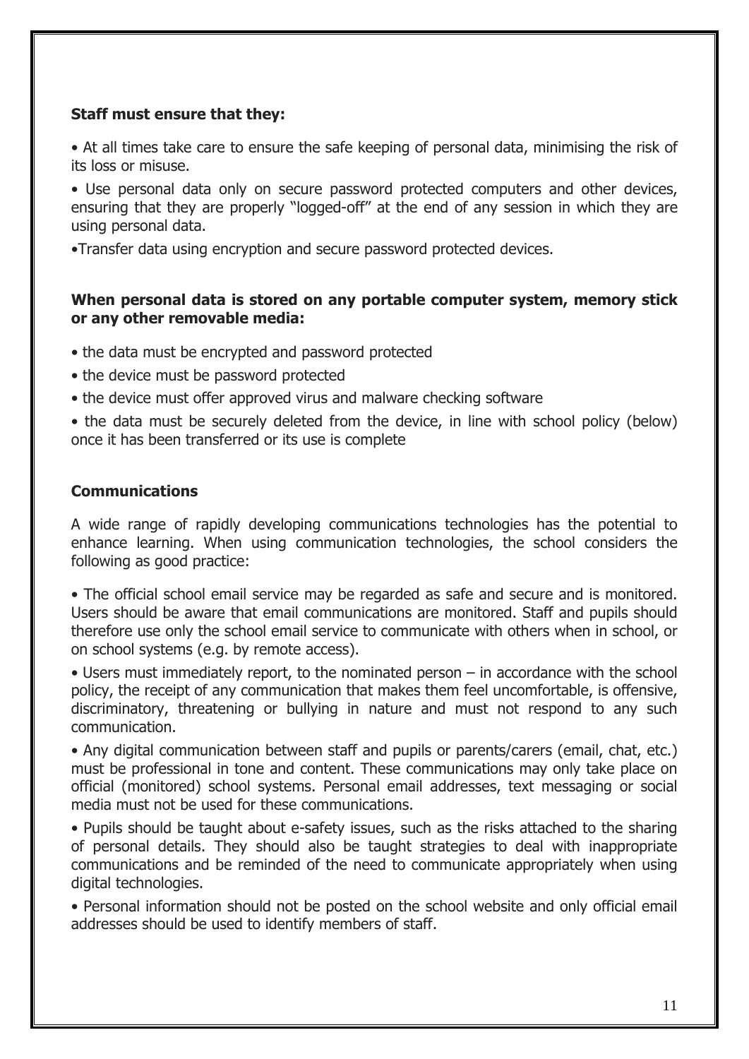**Staff must ensure that they:**

- At all times take care to ensure the safe keeping of personal data, minimising the risk of its loss or misuse.
- Use personal data only on secure password protected computers and other devices, ensuring that they are properly "logged-off" at the end of any session in which they are using personal data.
- Transfer data using encryption and secure password protected devices.

**When personal data is stored on any portable computer system, memory stick or any other removable media:**

- the data must be encrypted and password protected
- the device must be password protected
- the device must offer approved virus and malware checking software
- the data must be securely deleted from the device, in line with school policy (below) once it has been transferred or its use is complete

**Communications**

A wide range of rapidly developing communications technologies has the potential to enhance learning. When using communication technologies, the school considers the following as good practice:

- The official school email service may be regarded as safe and secure and is monitored. Users should be aware that email communications are monitored. Staff and pupils should therefore use only the school email service to communicate with others when in school, or on school systems (e.g. by remote access).
- Users must immediately report, to the nominated person – in accordance with the school policy, the receipt of any communication that makes them feel uncomfortable, is offensive, discriminatory, threatening or bullying in nature and must not respond to any such communication.
- Any digital communication between staff and pupils or parents/carers (email, chat, etc.) must be professional in tone and content. These communications may only take place on official (monitored) school systems. Personal email addresses, text messaging or social media must not be used for these communications.
- Pupils should be taught about e-safety issues, such as the risks attached to the sharing of personal details. They should also be taught strategies to deal with inappropriate communications and be reminded of the need to communicate appropriately when using digital technologies.
- Personal information should not be posted on the school website and only official email addresses should be used to identify members of staff.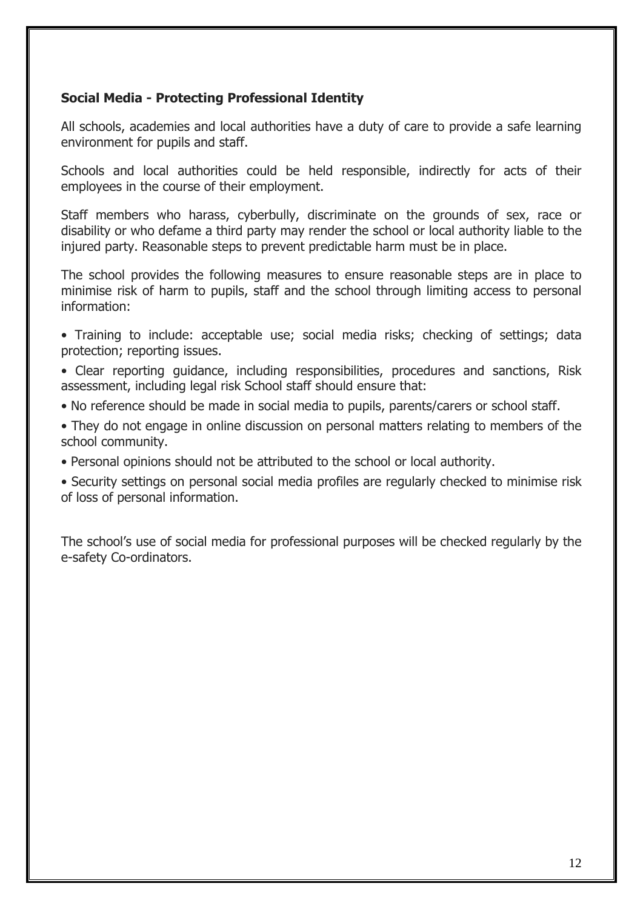**Social Media - Protecting Professional Identity**

All schools, academies and local authorities have a duty of care to provide a safe learning environment for pupils and staff.

Schools and local authorities could be held responsible, indirectly for acts of their employees in the course of their employment.

Staff members who harass, cyberbully, discriminate on the grounds of sex, race or disability or who defame a third party may render the school or local authority liable to the injured party. Reasonable steps to prevent predictable harm must be in place.

The school provides the following measures to ensure reasonable steps are in place to minimise risk of harm to pupils, staff and the school through limiting access to personal information:

- Training to include: acceptable use; social media risks; checking of settings; data protection; reporting issues.
- Clear reporting guidance, including responsibilities, procedures and sanctions, Risk assessment, including legal risk School staff should ensure that:
- No reference should be made in social media to pupils, parents/carers or school staff.
- They do not engage in online discussion on personal matters relating to members of the school community.
- Personal opinions should not be attributed to the school or local authority.
- Security settings on personal social media profiles are regularly checked to minimise risk of loss of personal information.

The school's use of social media for professional purposes will be checked regularly by the e-safety Co-ordinators.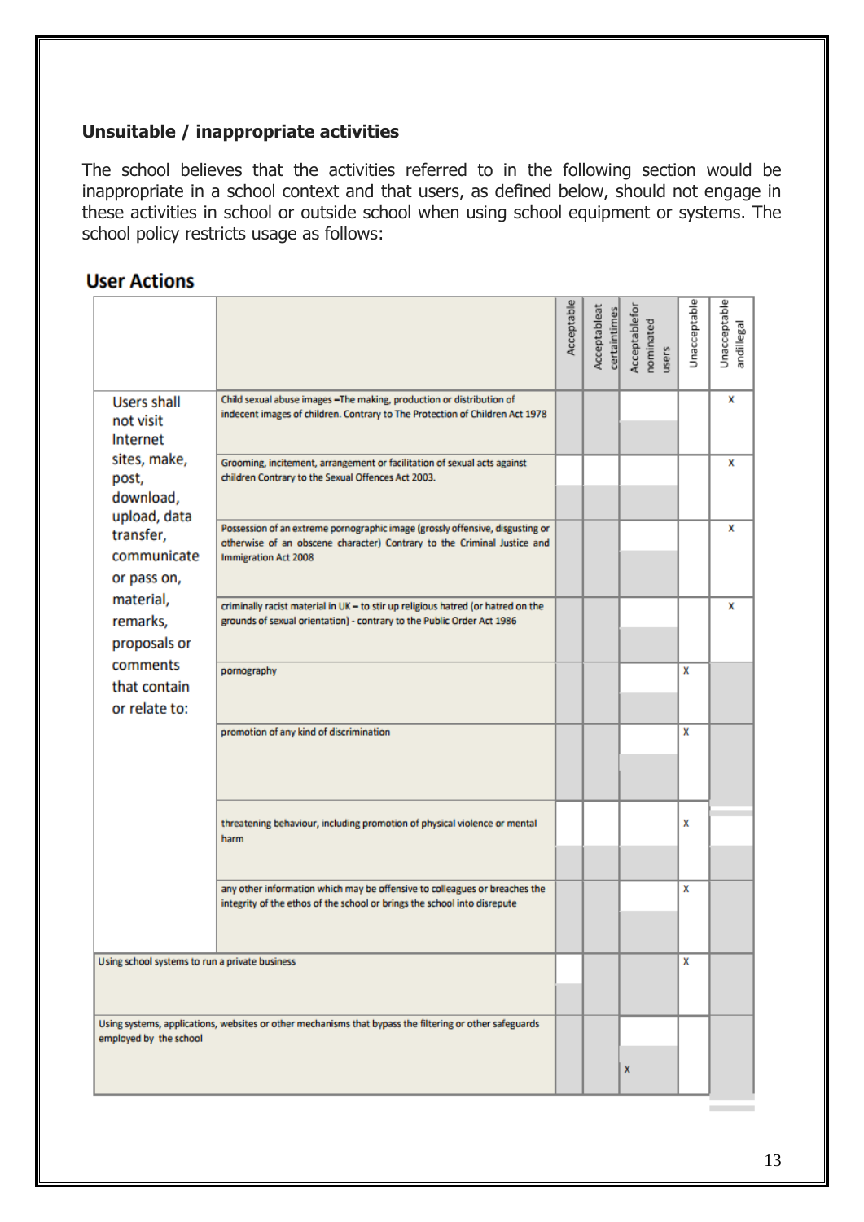## Unsuitable / inappropriate activities

The school believes that the activities referred to in the following section would be inappropriate in a school context and that users, as defined below, should not engage in these activities in school or outside school when using school equipment or systems. The school policy restricts usage as follows:

### User Actions

| | | Acceptable | Acceptableat certaintimes | Acceptablefor nominated users | Unacceptable | Unacceptable andillegal |
|---|---|---|---|---|---|---|
| Users shall not visit Internet sites, make, post, download, data upload, data transfer, communicate or pass on, material, remarks, proposals or comments that contain or relate to: | Child sexual abuse images –The making, production or distribution of indecent images of children. Contrary to The Protection of Children Act 1978 | | | | | x |
| | Grooming, incitement, arrangement or facilitation of sexual acts against children Contrary to the Sexual Offences Act 2003. | | | | | x |
| | Possession of an extreme pornographic image (grossly offensive, disgusting or otherwise of an obscene character) Contrary to the Criminal Justice and Immigration Act 2008 | | | | | x |
| | criminally racist material in UK – to stir up religious hatred (or hatred on the grounds of sexual orientation) - contrary to the Public Order Act 1986 | | | | | x |
| | pornography | | | | x | |
| | promotion of any kind of discrimination | | | | x | |
| | threatening behaviour, including promotion of physical violence or mental harm | | | | x | |
| | any other information which may be offensive to colleagues or breaches the integrity of the ethos of the school or brings the school into disrepute | | | | x | |
| Using school systems to run a private business | | | | | x | |
| Using systems, applications, websites or other mechanisms that bypass the filtering or other safeguards employed by the school | | | | x | | |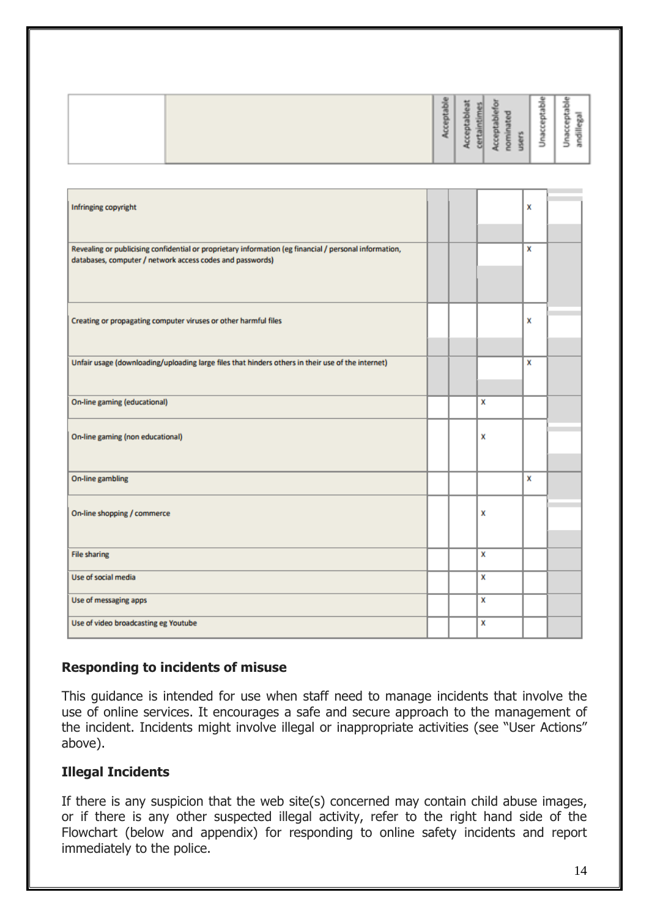| | | Acceptable | Acceptable at certain times | Acceptable for nominated users | Unacceptable | Unacceptable and illegal |
|---|---|---|---|---|---|---|
| Infringing copyright | | | | | X | |
| Revealing or publicising confidential or proprietary information (eg financial / personal information, databases, computer / network access codes and passwords) | | | | | X | |
| Creating or propagating computer viruses or other harmful files | | | | | X | |
| Unfair usage (downloading/uploading large files that hinders others in their use of the internet) | | | | | X | |
| On-line gaming (educational) | | | | X | | |
| On-line gaming (non educational) | | | | X | | |
| On-line gambling | | | | | X | |
| On-line shopping / commerce | | | | X | | |
| File sharing | | | | X | | |
| Use of social media | | | | X | | |
| Use of messaging apps | | | | X | | |
| Use of video broadcasting eg Youtube | | | | X | | |

### Responding to incidents of misuse

This guidance is intended for use when staff need to manage incidents that involve the use of online services. It encourages a safe and secure approach to the management of the incident. Incidents might involve illegal or inappropriate activities (see "User Actions" above).

### Illegal Incidents

If there is any suspicion that the web site(s) concerned may contain child abuse images, or if there is any other suspected illegal activity, refer to the right hand side of the Flowchart (below and appendix) for responding to online safety incidents and report immediately to the police.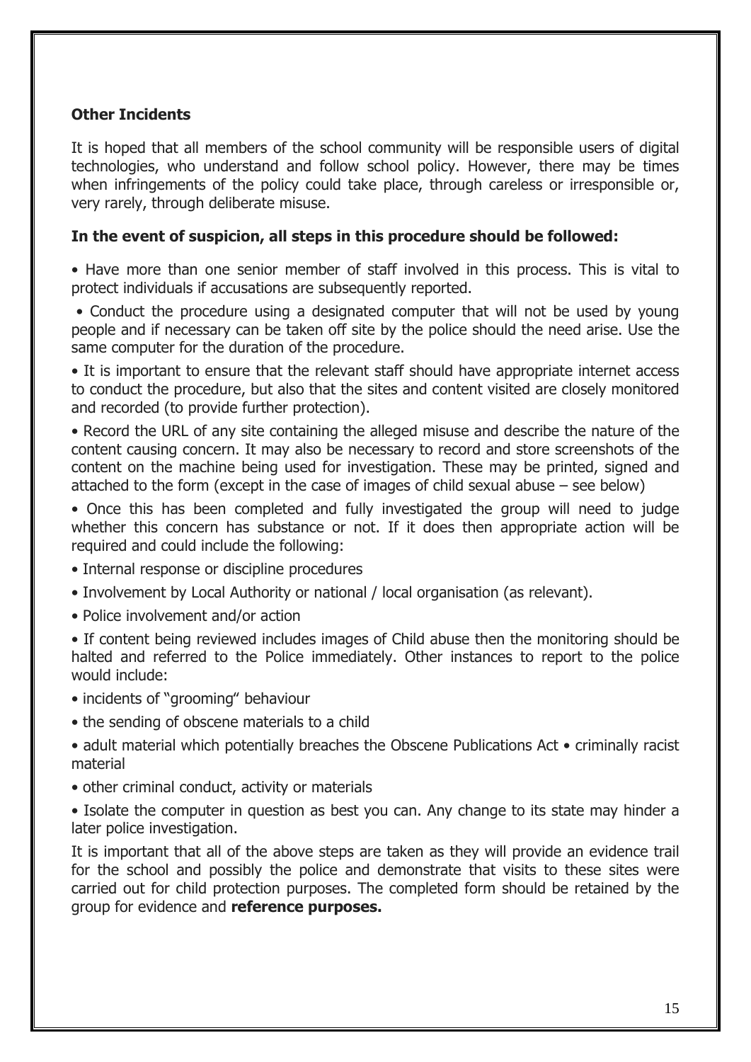**Other Incidents**

It is hoped that all members of the school community will be responsible users of digital technologies, who understand and follow school policy. However, there may be times when infringements of the policy could take place, through careless or irresponsible or, very rarely, through deliberate misuse.

**In the event of suspicion, all steps in this procedure should be followed:**

- Have more than one senior member of staff involved in this process. This is vital to protect individuals if accusations are subsequently reported.
- Conduct the procedure using a designated computer that will not be used by young people and if necessary can be taken off site by the police should the need arise. Use the same computer for the duration of the procedure.
- It is important to ensure that the relevant staff should have appropriate internet access to conduct the procedure, but also that the sites and content visited are closely monitored and recorded (to provide further protection).
- Record the URL of any site containing the alleged misuse and describe the nature of the content causing concern. It may also be necessary to record and store screenshots of the content on the machine being used for investigation. These may be printed, signed and attached to the form (except in the case of images of child sexual abuse – see below)
- Once this has been completed and fully investigated the group will need to judge whether this concern has substance or not. If it does then appropriate action will be required and could include the following:
- Internal response or discipline procedures
- Involvement by Local Authority or national / local organisation (as relevant).
- Police involvement and/or action
- If content being reviewed includes images of Child abuse then the monitoring should be halted and referred to the Police immediately. Other instances to report to the police would include:
- incidents of "grooming" behaviour
- the sending of obscene materials to a child
- adult material which potentially breaches the Obscene Publications Act • criminally racist material
- other criminal conduct, activity or materials
- Isolate the computer in question as best you can. Any change to its state may hinder a later police investigation.

It is important that all of the above steps are taken as they will provide an evidence trail for the school and possibly the police and demonstrate that visits to these sites were carried out for child protection purposes. The completed form should be retained by the group for evidence and **reference purposes.**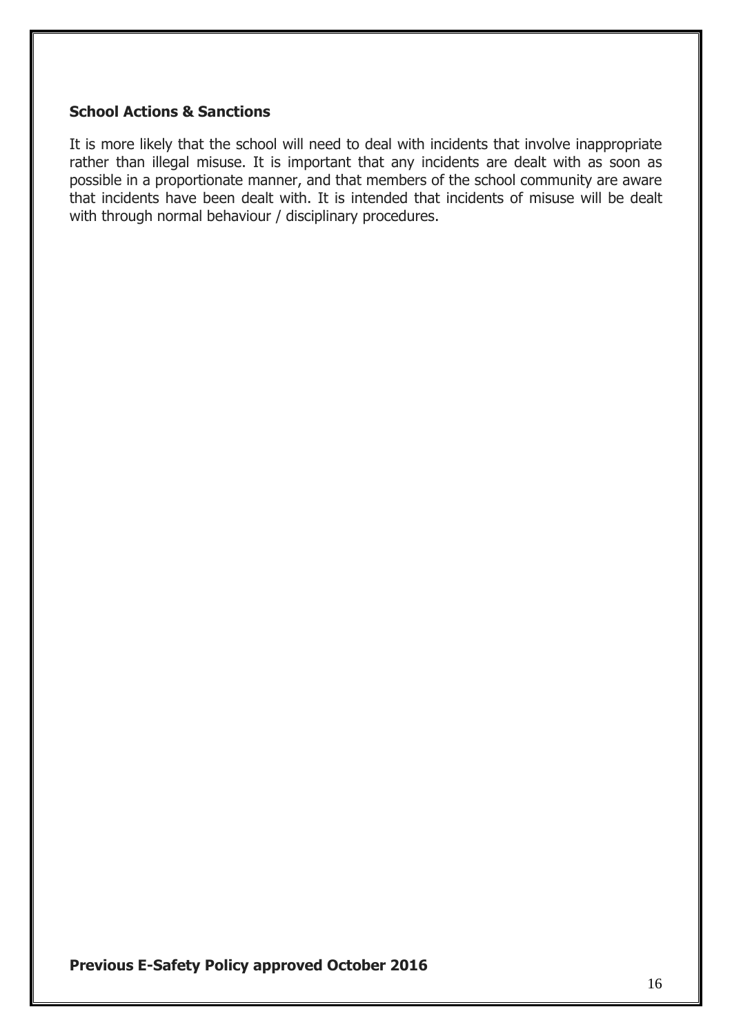### School Actions & Sanctions

It is more likely that the school will need to deal with incidents that involve inappropriate rather than illegal misuse. It is important that any incidents are dealt with as soon as possible in a proportionate manner, and that members of the school community are aware that incidents have been dealt with. It is intended that incidents of misuse will be dealt with through normal behaviour / disciplinary procedures.